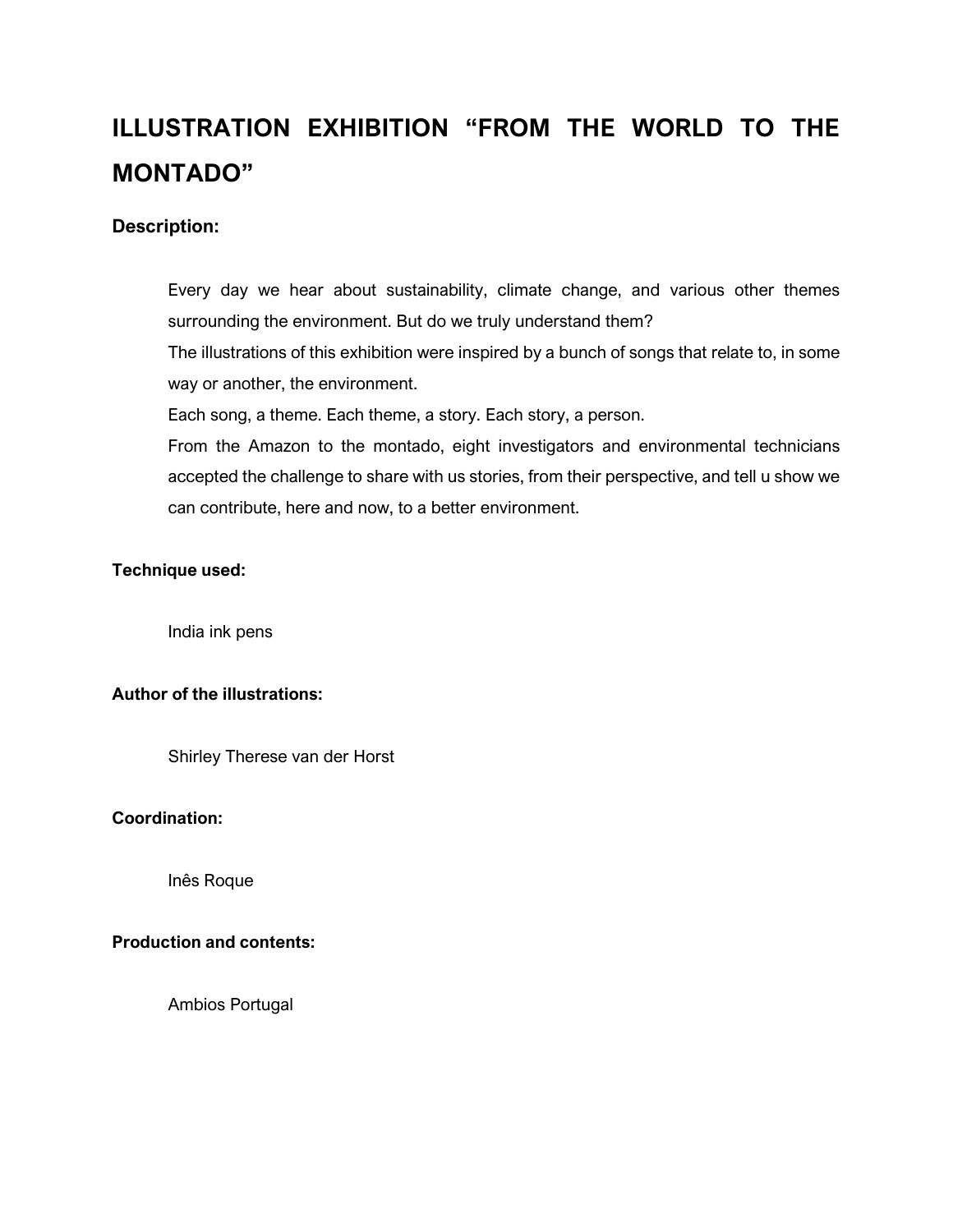# ILLUSTRATION EXHIBITION “FROM THE WORLD TO THE MONTADO”

**Description:**

Every day we hear about sustainability, climate change, and various other themes surrounding the environment. But do we truly understand them?
The illustrations of this exhibition were inspired by a bunch of songs that relate to, in some way or another, the environment.
Each song, a theme. Each theme, a story. Each story, a person.
From the Amazon to the montado, eight investigators and environmental technicians accepted the challenge to share with us stories, from their perspective, and tell u show we can contribute, here and now, to a better environment.

**Technique used:**

India ink pens

**Author of the illustrations:**

Shirley Therese van der Horst

**Coordination:**

Inês Roque

**Production and contents:**

Ambios Portugal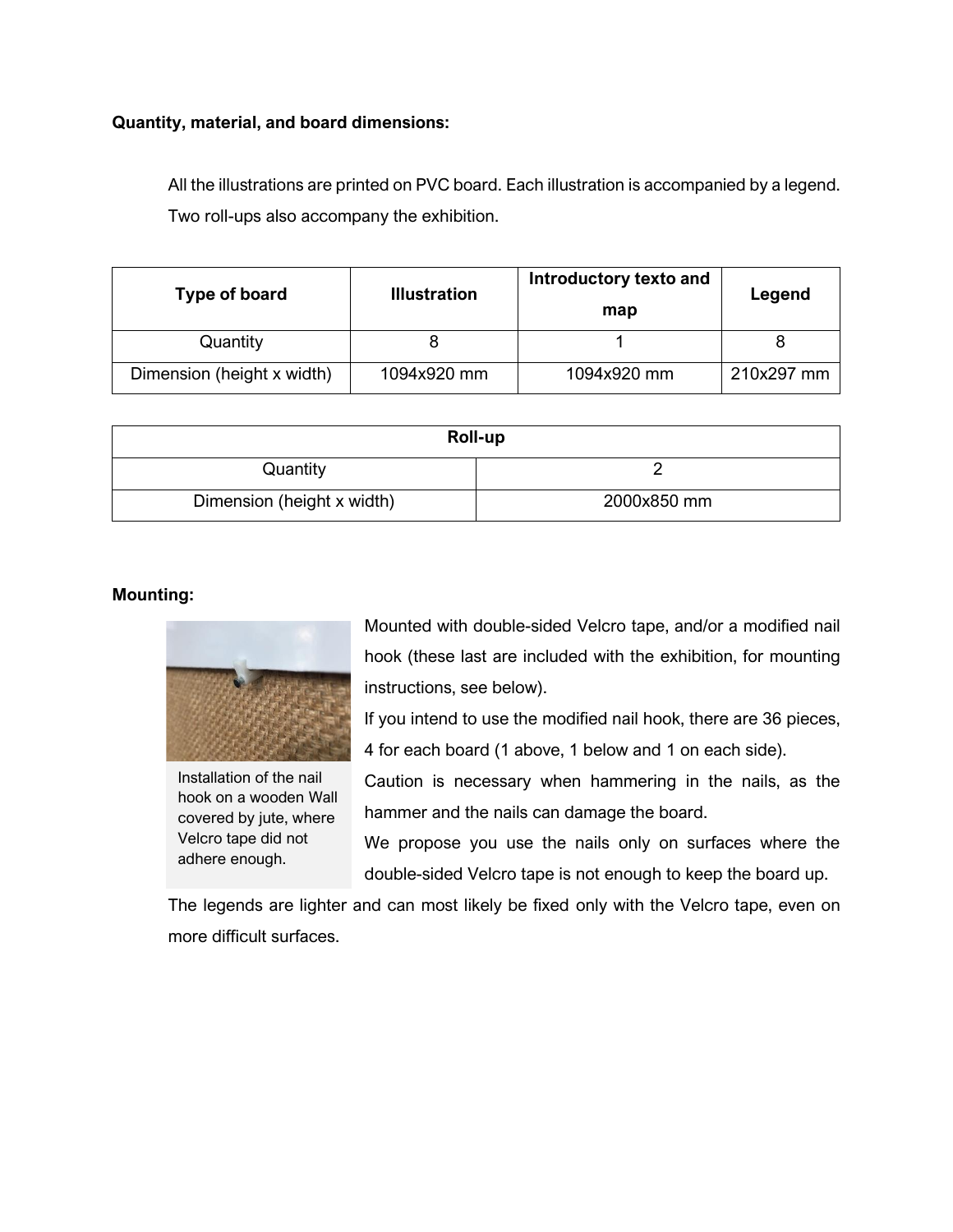**Quantity, material, and board dimensions:**

All the illustrations are printed on PVC board. Each illustration is accompanied by a legend. Two roll-ups also accompany the exhibition.

| Type of board | Illustration | Introductory texto and map | Legend |
|---|---|---|---|
| Quantity | 8 | 1 | 8 |
| Dimension (height x width) | 1094x920 mm | 1094x920 mm | 210x297 mm |

| Roll-up | |
|---|---|
| Quantity | 2 |
| Dimension (height x width) | 2000x850 mm |

**Mounting:**

Installation of the nail hook on a wooden Wall covered by jute, where Velcro tape did not adhere enough.

Mounted with double-sided Velcro tape, and/or a modified nail hook (these last are included with the exhibition, for mounting instructions, see below).

If you intend to use the modified nail hook, there are 36 pieces, 4 for each board (1 above, 1 below and 1 on each side).

Caution is necessary when hammering in the nails, as the hammer and the nails can damage the board.

We propose you use the nails only on surfaces where the double-sided Velcro tape is not enough to keep the board up.

The legends are lighter and can most likely be fixed only with the Velcro tape, even on more difficult surfaces.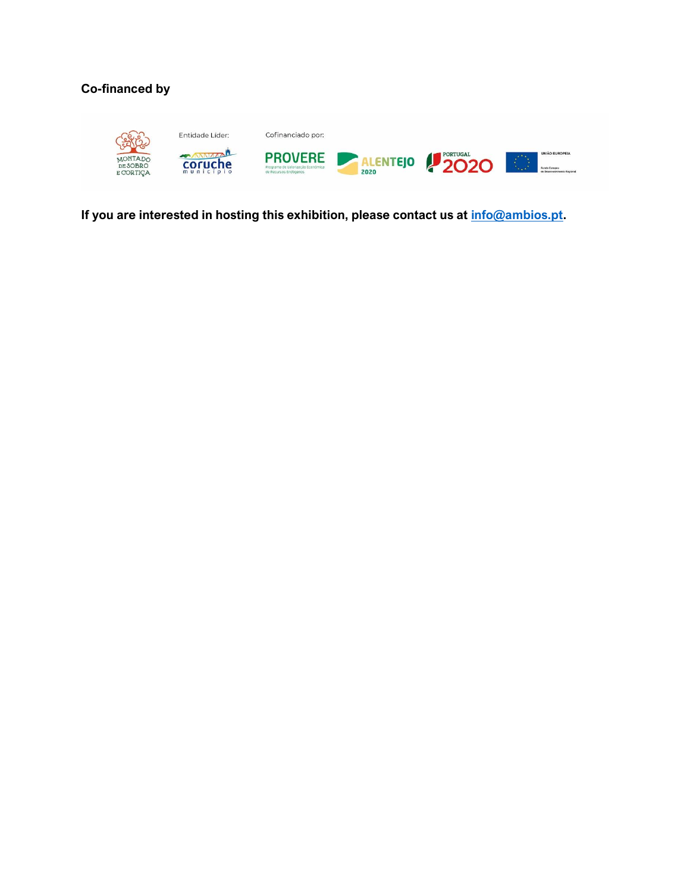**Co-financed by**

Entidade Líder:

Cofinanciado por:

**If you are interested in hosting this exhibition, please contact us at info@ambios.pt.**